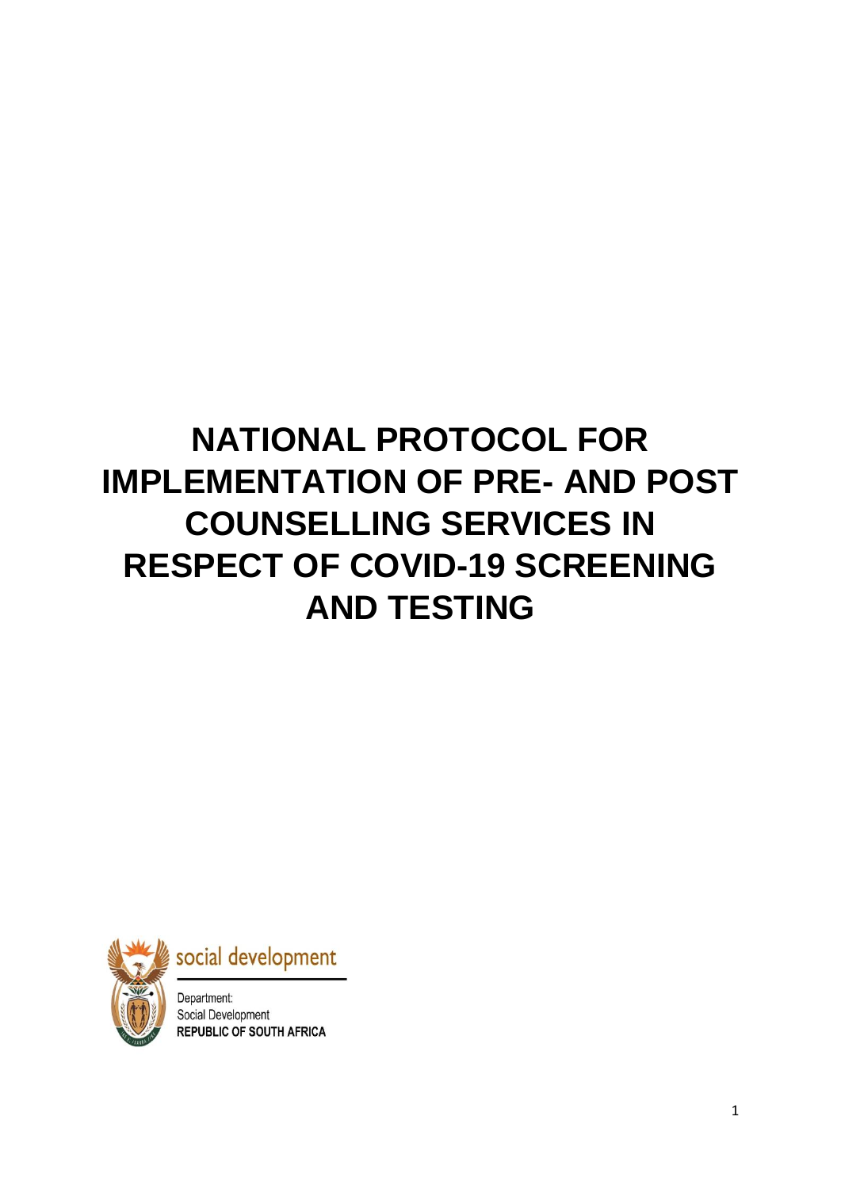# NATIONAL PROTOCOL FOR IMPLEMENTATION OF PRE- AND POST COUNSELLING SERVICES IN RESPECT OF COVID-19 SCREENING AND TESTING

social development

Department:
Social Development
REPUBLIC OF SOUTH AFRICA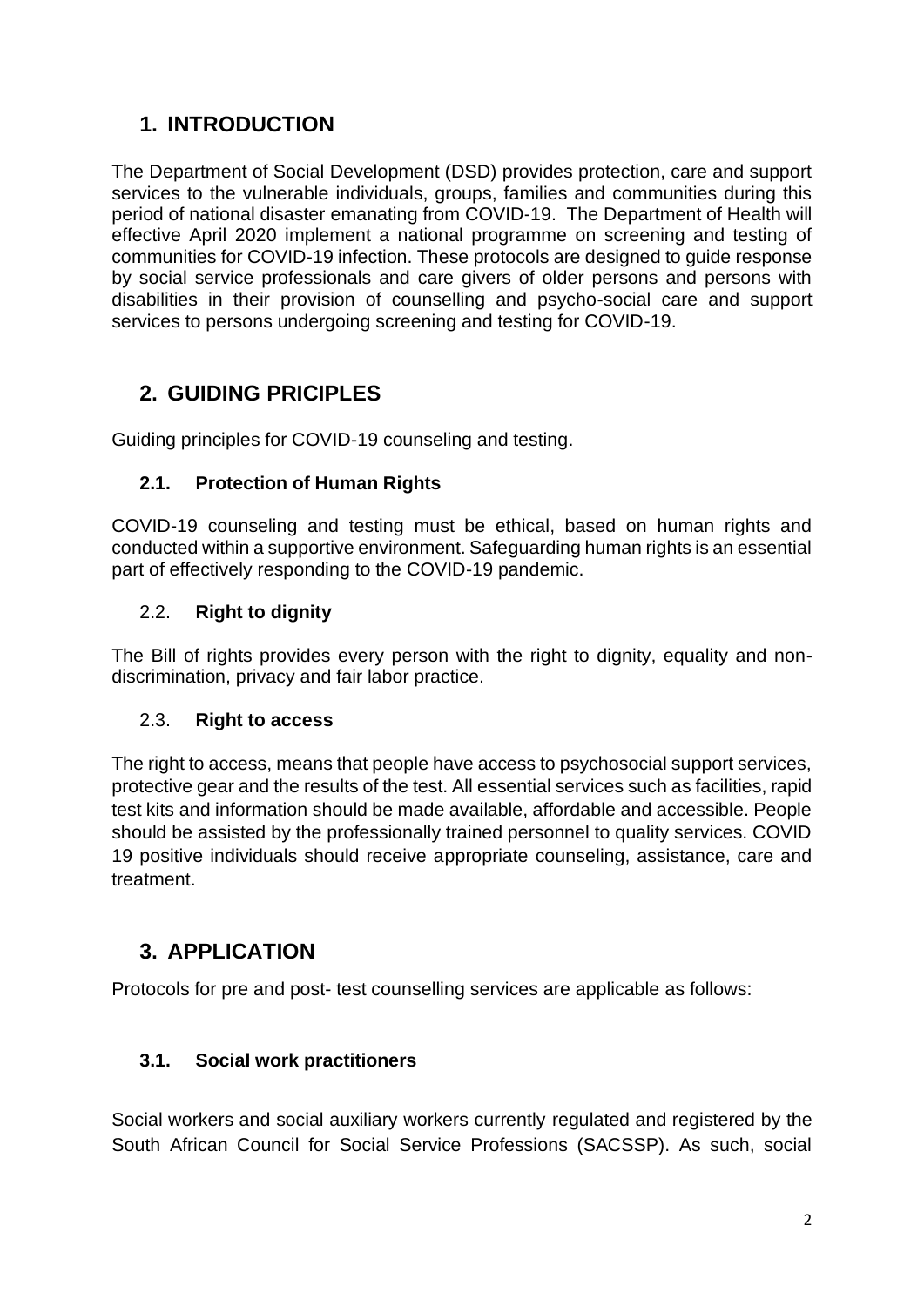## 1. INTRODUCTION

The Department of Social Development (DSD) provides protection, care and support services to the vulnerable individuals, groups, families and communities during this period of national disaster emanating from COVID-19. The Department of Health will effective April 2020 implement a national programme on screening and testing of communities for COVID-19 infection. These protocols are designed to guide response by social service professionals and care givers of older persons and persons with disabilities in their provision of counselling and psycho-social care and support services to persons undergoing screening and testing for COVID-19.

## 2. GUIDING PRICIPLES

Guiding principles for COVID-19 counseling and testing.

### 2.1. Protection of Human Rights

COVID-19 counseling and testing must be ethical, based on human rights and conducted within a supportive environment. Safeguarding human rights is an essential part of effectively responding to the COVID-19 pandemic.

### 2.2. Right to dignity

The Bill of rights provides every person with the right to dignity, equality and non-discrimination, privacy and fair labor practice.

### 2.3. Right to access

The right to access, means that people have access to psychosocial support services, protective gear and the results of the test. All essential services such as facilities, rapid test kits and information should be made available, affordable and accessible. People should be assisted by the professionally trained personnel to quality services. COVID 19 positive individuals should receive appropriate counseling, assistance, care and treatment.

## 3. APPLICATION

Protocols for pre and post- test counselling services are applicable as follows:

### 3.1. Social work practitioners

Social workers and social auxiliary workers currently regulated and registered by the South African Council for Social Service Professions (SACSSP). As such, social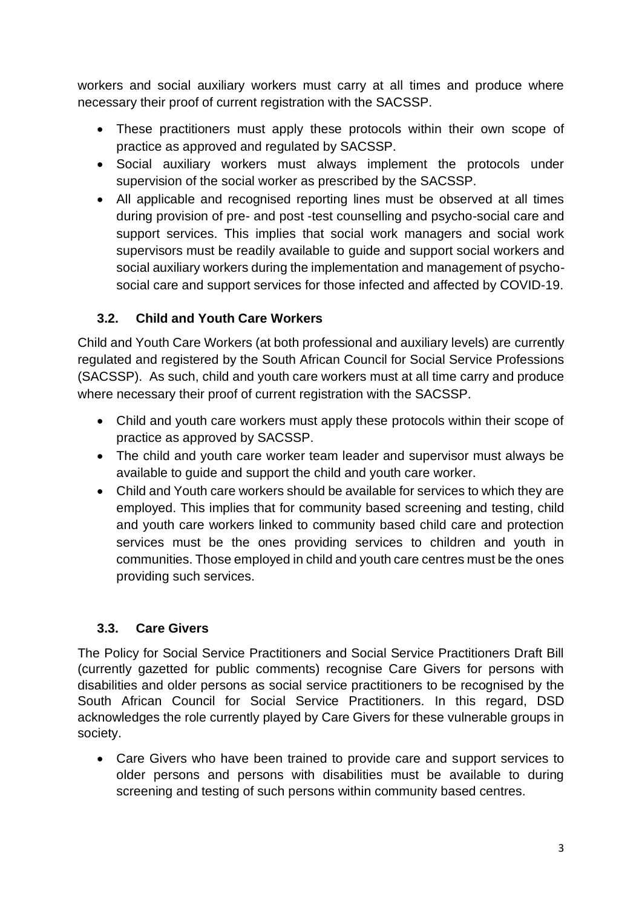workers and social auxiliary workers must carry at all times and produce where necessary their proof of current registration with the SACSSP.

- These practitioners must apply these protocols within their own scope of practice as approved and regulated by SACSSP.
- Social auxiliary workers must always implement the protocols under supervision of the social worker as prescribed by the SACSSP.
- All applicable and recognised reporting lines must be observed at all times during provision of pre- and post -test counselling and psycho-social care and support services. This implies that social work managers and social work supervisors must be readily available to guide and support social workers and social auxiliary workers during the implementation and management of psycho-social care and support services for those infected and affected by COVID-19.

### 3.2. Child and Youth Care Workers

Child and Youth Care Workers (at both professional and auxiliary levels) are currently regulated and registered by the South African Council for Social Service Professions (SACSSP). As such, child and youth care workers must at all time carry and produce where necessary their proof of current registration with the SACSSP.

- Child and youth care workers must apply these protocols within their scope of practice as approved by SACSSP.
- The child and youth care worker team leader and supervisor must always be available to guide and support the child and youth care worker.
- Child and Youth care workers should be available for services to which they are employed. This implies that for community based screening and testing, child and youth care workers linked to community based child care and protection services must be the ones providing services to children and youth in communities. Those employed in child and youth care centres must be the ones providing such services.

### 3.3. Care Givers

The Policy for Social Service Practitioners and Social Service Practitioners Draft Bill (currently gazetted for public comments) recognise Care Givers for persons with disabilities and older persons as social service practitioners to be recognised by the South African Council for Social Service Practitioners. In this regard, DSD acknowledges the role currently played by Care Givers for these vulnerable groups in society.

- Care Givers who have been trained to provide care and support services to older persons and persons with disabilities must be available to during screening and testing of such persons within community based centres.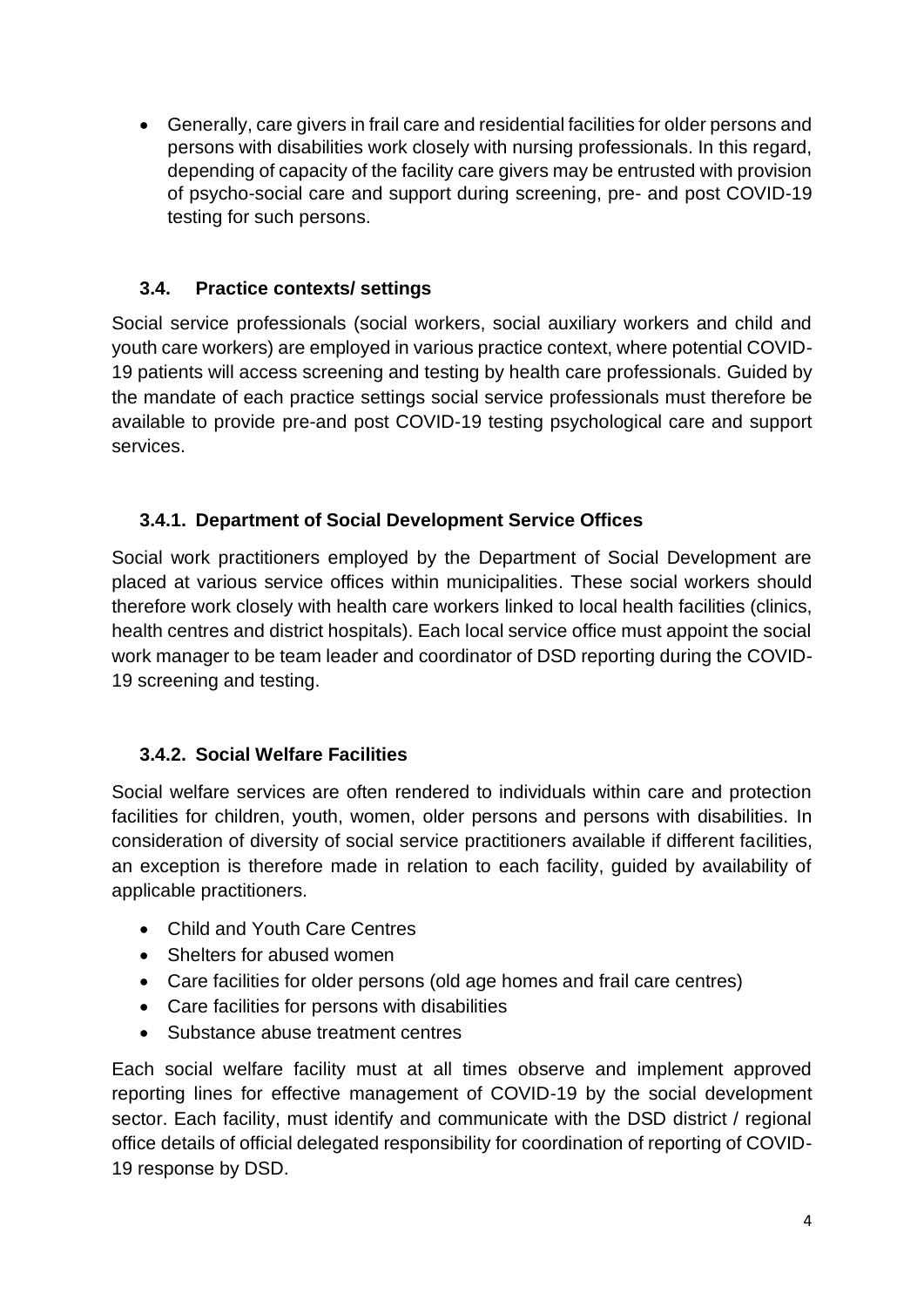- Generally, care givers in frail care and residential facilities for older persons and persons with disabilities work closely with nursing professionals. In this regard, depending of capacity of the facility care givers may be entrusted with provision of psycho-social care and support during screening, pre- and post COVID-19 testing for such persons.

### 3.4. Practice contexts/ settings

Social service professionals (social workers, social auxiliary workers and child and youth care workers) are employed in various practice context, where potential COVID-19 patients will access screening and testing by health care professionals. Guided by the mandate of each practice settings social service professionals must therefore be available to provide pre-and post COVID-19 testing psychological care and support services.

#### 3.4.1. Department of Social Development Service Offices

Social work practitioners employed by the Department of Social Development are placed at various service offices within municipalities. These social workers should therefore work closely with health care workers linked to local health facilities (clinics, health centres and district hospitals). Each local service office must appoint the social work manager to be team leader and coordinator of DSD reporting during the COVID-19 screening and testing.

#### 3.4.2. Social Welfare Facilities

Social welfare services are often rendered to individuals within care and protection facilities for children, youth, women, older persons and persons with disabilities. In consideration of diversity of social service practitioners available if different facilities, an exception is therefore made in relation to each facility, guided by availability of applicable practitioners.

- Child and Youth Care Centres
- Shelters for abused women
- Care facilities for older persons (old age homes and frail care centres)
- Care facilities for persons with disabilities
- Substance abuse treatment centres

Each social welfare facility must at all times observe and implement approved reporting lines for effective management of COVID-19 by the social development sector. Each facility, must identify and communicate with the DSD district / regional office details of official delegated responsibility for coordination of reporting of COVID-19 response by DSD.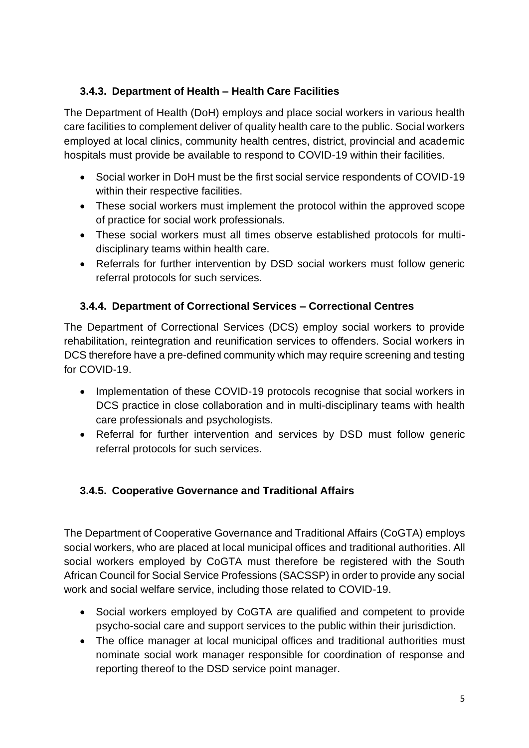### 3.4.3. Department of Health – Health Care Facilities

The Department of Health (DoH) employs and place social workers in various health care facilities to complement deliver of quality health care to the public. Social workers employed at local clinics, community health centres, district, provincial and academic hospitals must provide be available to respond to COVID-19 within their facilities.

- Social worker in DoH must be the first social service respondents of COVID-19 within their respective facilities.
- These social workers must implement the protocol within the approved scope of practice for social work professionals.
- These social workers must all times observe established protocols for multi-disciplinary teams within health care.
- Referrals for further intervention by DSD social workers must follow generic referral protocols for such services.

### 3.4.4. Department of Correctional Services – Correctional Centres

The Department of Correctional Services (DCS) employ social workers to provide rehabilitation, reintegration and reunification services to offenders. Social workers in DCS therefore have a pre-defined community which may require screening and testing for COVID-19.

- Implementation of these COVID-19 protocols recognise that social workers in DCS practice in close collaboration and in multi-disciplinary teams with health care professionals and psychologists.
- Referral for further intervention and services by DSD must follow generic referral protocols for such services.

### 3.4.5. Cooperative Governance and Traditional Affairs

The Department of Cooperative Governance and Traditional Affairs (CoGTA) employs social workers, who are placed at local municipal offices and traditional authorities. All social workers employed by CoGTA must therefore be registered with the South African Council for Social Service Professions (SACSSP) in order to provide any social work and social welfare service, including those related to COVID-19.

- Social workers employed by CoGTA are qualified and competent to provide psycho-social care and support services to the public within their jurisdiction.
- The office manager at local municipal offices and traditional authorities must nominate social work manager responsible for coordination of response and reporting thereof to the DSD service point manager.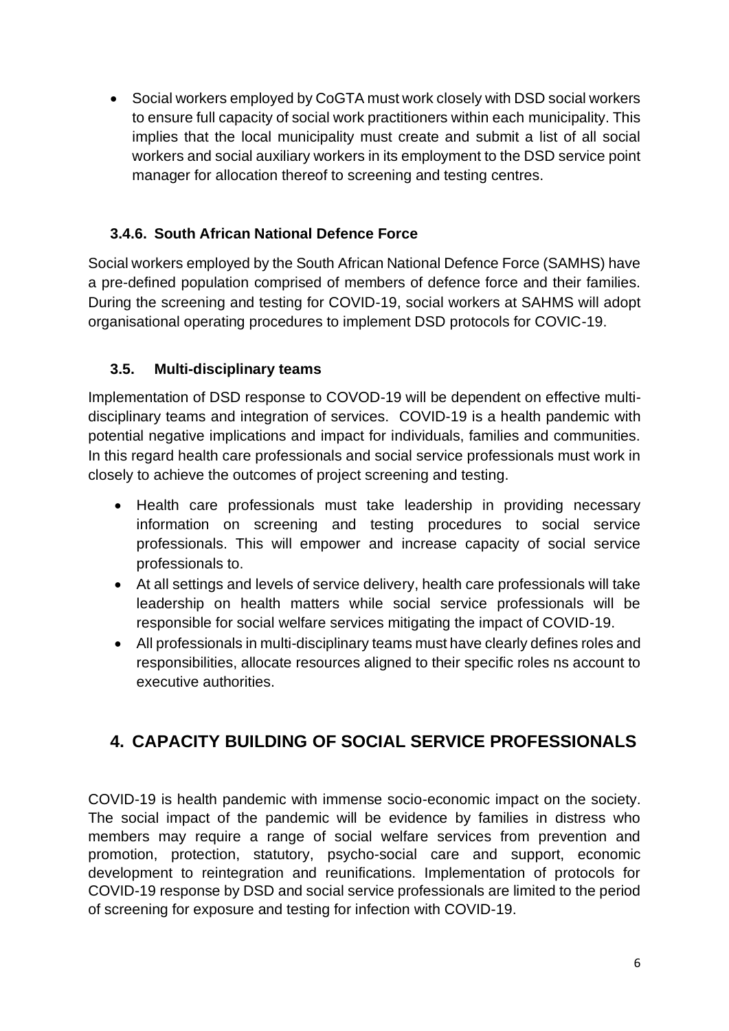- Social workers employed by CoGTA must work closely with DSD social workers to ensure full capacity of social work practitioners within each municipality. This implies that the local municipality must create and submit a list of all social workers and social auxiliary workers in its employment to the DSD service point manager for allocation thereof to screening and testing centres.

### 3.4.6. South African National Defence Force

Social workers employed by the South African National Defence Force (SAMHS) have a pre-defined population comprised of members of defence force and their families. During the screening and testing for COVID-19, social workers at SAHMS will adopt organisational operating procedures to implement DSD protocols for COVIC-19.

### 3.5. Multi-disciplinary teams

Implementation of DSD response to COVOD-19 will be dependent on effective multi-disciplinary teams and integration of services. COVID-19 is a health pandemic with potential negative implications and impact for individuals, families and communities. In this regard health care professionals and social service professionals must work in closely to achieve the outcomes of project screening and testing.

- Health care professionals must take leadership in providing necessary information on screening and testing procedures to social service professionals. This will empower and increase capacity of social service professionals to.
- At all settings and levels of service delivery, health care professionals will take leadership on health matters while social service professionals will be responsible for social welfare services mitigating the impact of COVID-19.
- All professionals in multi-disciplinary teams must have clearly defines roles and responsibilities, allocate resources aligned to their specific roles ns account to executive authorities.

## 4. CAPACITY BUILDING OF SOCIAL SERVICE PROFESSIONALS

COVID-19 is health pandemic with immense socio-economic impact on the society. The social impact of the pandemic will be evidence by families in distress who members may require a range of social welfare services from prevention and promotion, protection, statutory, psycho-social care and support, economic development to reintegration and reunifications. Implementation of protocols for COVID-19 response by DSD and social service professionals are limited to the period of screening for exposure and testing for infection with COVID-19.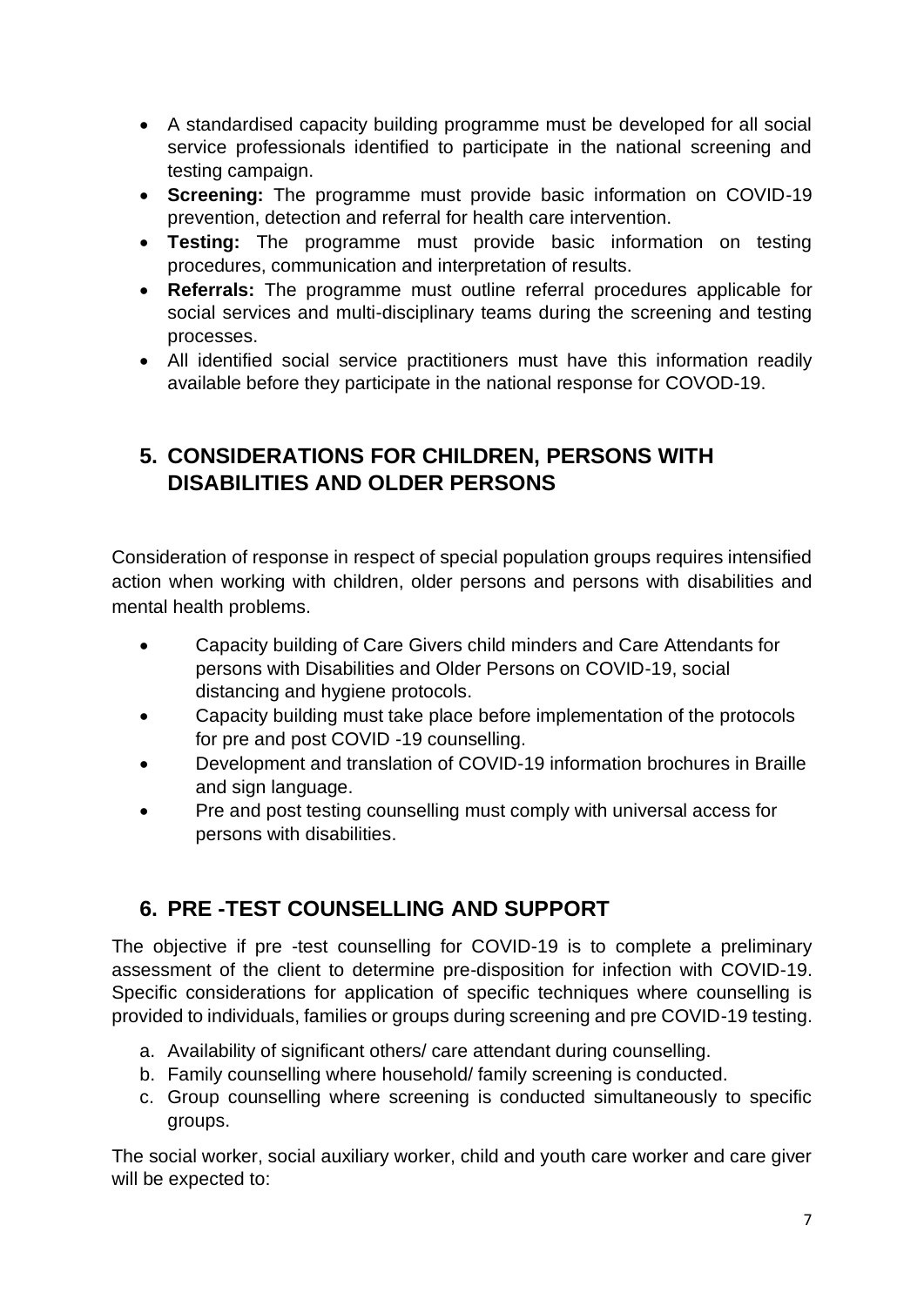- A standardised capacity building programme must be developed for all social service professionals identified to participate in the national screening and testing campaign.
- **Screening:** The programme must provide basic information on COVID-19 prevention, detection and referral for health care intervention.
- **Testing:** The programme must provide basic information on testing procedures, communication and interpretation of results.
- **Referrals:** The programme must outline referral procedures applicable for social services and multi-disciplinary teams during the screening and testing processes.
- All identified social service practitioners must have this information readily available before they participate in the national response for COVOD-19.

## 5. CONSIDERATIONS FOR CHILDREN, PERSONS WITH DISABILITIES AND OLDER PERSONS

Consideration of response in respect of special population groups requires intensified action when working with children, older persons and persons with disabilities and mental health problems.

- Capacity building of Care Givers child minders and Care Attendants for persons with Disabilities and Older Persons on COVID-19, social distancing and hygiene protocols.
- Capacity building must take place before implementation of the protocols for pre and post COVID -19 counselling.
- Development and translation of COVID-19 information brochures in Braille and sign language.
- Pre and post testing counselling must comply with universal access for persons with disabilities.

## 6. PRE -TEST COUNSELLING AND SUPPORT

The objective if pre -test counselling for COVID-19 is to complete a preliminary assessment of the client to determine pre-disposition for infection with COVID-19. Specific considerations for application of specific techniques where counselling is provided to individuals, families or groups during screening and pre COVID-19 testing.

a. Availability of significant others/ care attendant during counselling.
b. Family counselling where household/ family screening is conducted.
c. Group counselling where screening is conducted simultaneously to specific groups.

The social worker, social auxiliary worker, child and youth care worker and care giver will be expected to: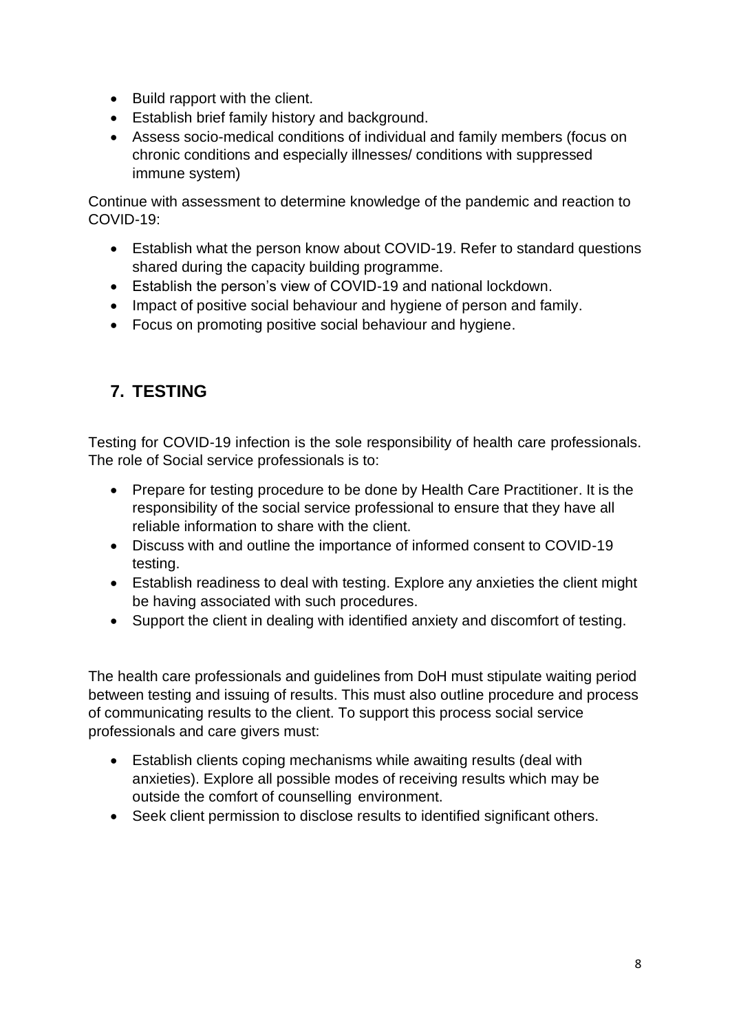- Build rapport with the client.
- Establish brief family history and background.
- Assess socio-medical conditions of individual and family members (focus on chronic conditions and especially illnesses/ conditions with suppressed immune system)

Continue with assessment to determine knowledge of the pandemic and reaction to COVID-19:

- Establish what the person know about COVID-19. Refer to standard questions shared during the capacity building programme.
- Establish the person's view of COVID-19 and national lockdown.
- Impact of positive social behaviour and hygiene of person and family.
- Focus on promoting positive social behaviour and hygiene.

## 7. TESTING

Testing for COVID-19 infection is the sole responsibility of health care professionals. The role of Social service professionals is to:

- Prepare for testing procedure to be done by Health Care Practitioner. It is the responsibility of the social service professional to ensure that they have all reliable information to share with the client.
- Discuss with and outline the importance of informed consent to COVID-19 testing.
- Establish readiness to deal with testing. Explore any anxieties the client might be having associated with such procedures.
- Support the client in dealing with identified anxiety and discomfort of testing.

The health care professionals and guidelines from DoH must stipulate waiting period between testing and issuing of results. This must also outline procedure and process of communicating results to the client. To support this process social service professionals and care givers must:

- Establish clients coping mechanisms while awaiting results (deal with anxieties). Explore all possible modes of receiving results which may be outside the comfort of counselling environment.
- Seek client permission to disclose results to identified significant others.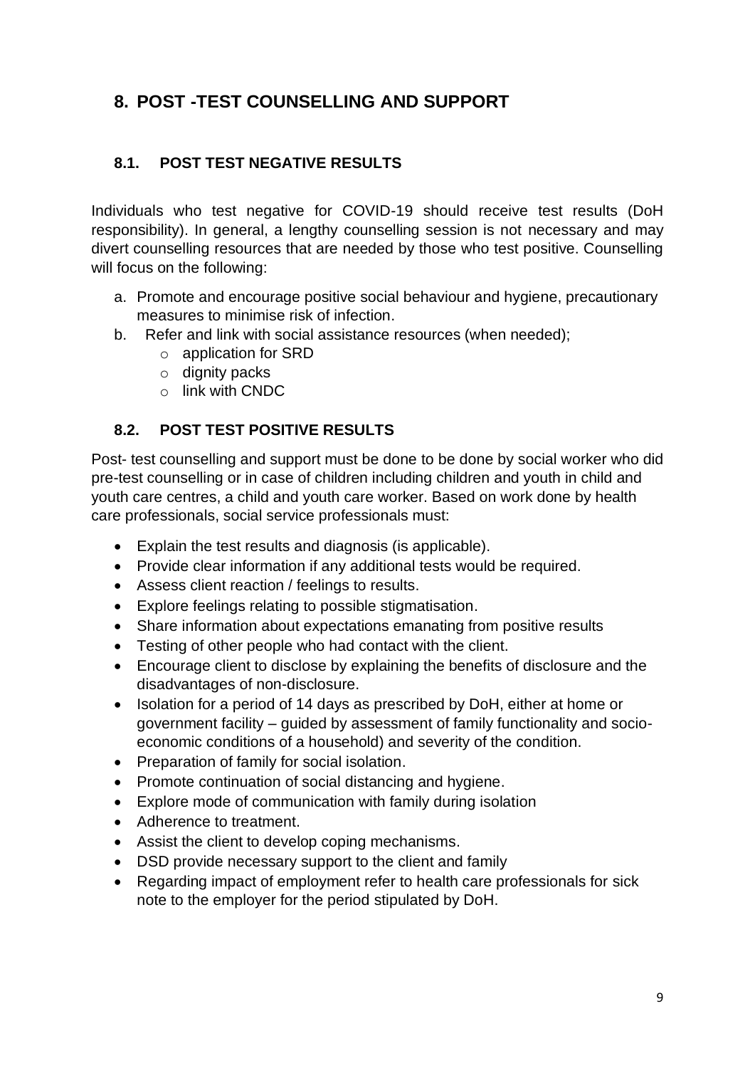# 8. POST -TEST COUNSELLING AND SUPPORT

## 8.1. POST TEST NEGATIVE RESULTS

Individuals who test negative for COVID-19 should receive test results (DoH responsibility). In general, a lengthy counselling session is not necessary and may divert counselling resources that are needed by those who test positive. Counselling will focus on the following:

a. Promote and encourage positive social behaviour and hygiene, precautionary measures to minimise risk of infection.
b. Refer and link with social assistance resources (when needed);
   - application for SRD
   - dignity packs
   - link with CNDC

## 8.2. POST TEST POSITIVE RESULTS

Post- test counselling and support must be done to be done by social worker who did pre-test counselling or in case of children including children and youth in child and youth care centres, a child and youth care worker. Based on work done by health care professionals, social service professionals must:

- Explain the test results and diagnosis (is applicable).
- Provide clear information if any additional tests would be required.
- Assess client reaction / feelings to results.
- Explore feelings relating to possible stigmatisation.
- Share information about expectations emanating from positive results
- Testing of other people who had contact with the client.
- Encourage client to disclose by explaining the benefits of disclosure and the disadvantages of non-disclosure.
- Isolation for a period of 14 days as prescribed by DoH, either at home or government facility – guided by assessment of family functionality and socio-economic conditions of a household) and severity of the condition.
- Preparation of family for social isolation.
- Promote continuation of social distancing and hygiene.
- Explore mode of communication with family during isolation
- Adherence to treatment.
- Assist the client to develop coping mechanisms.
- DSD provide necessary support to the client and family
- Regarding impact of employment refer to health care professionals for sick note to the employer for the period stipulated by DoH.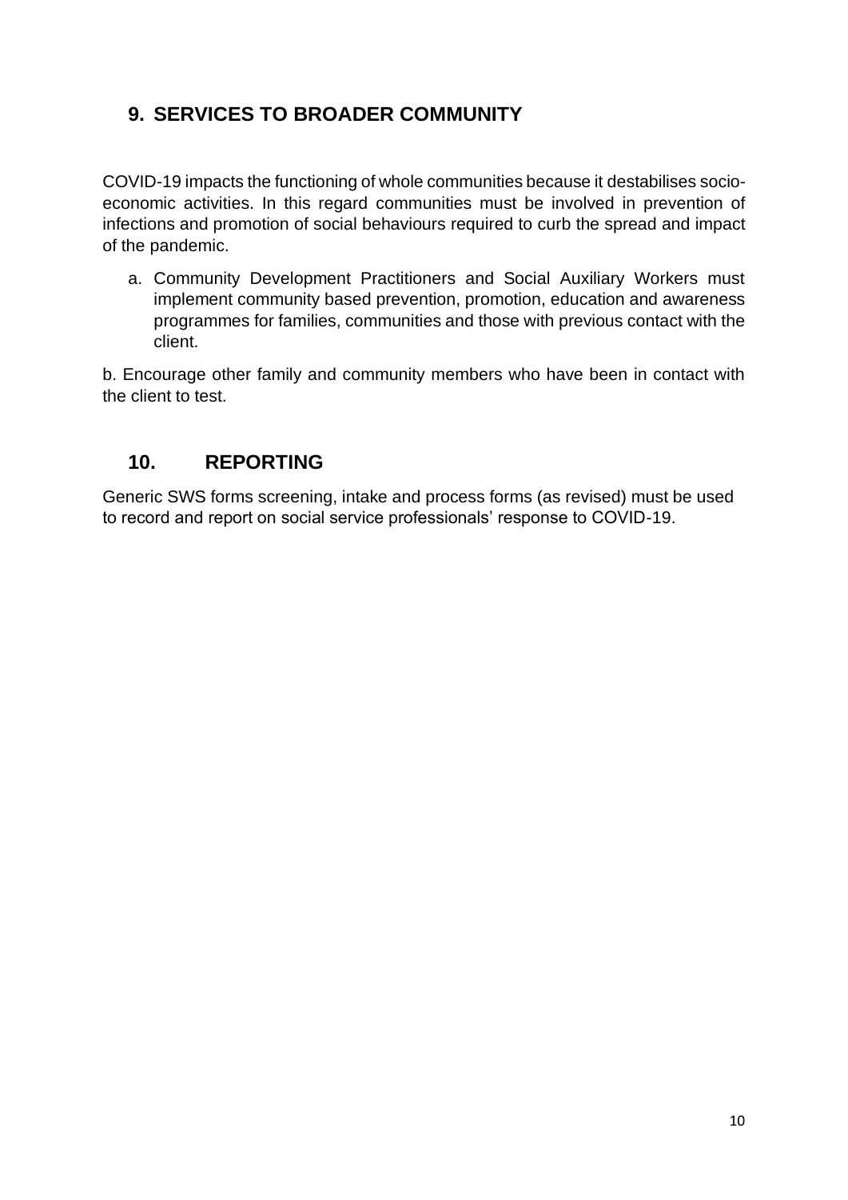## 9. SERVICES TO BROADER COMMUNITY

COVID-19 impacts the functioning of whole communities because it destabilises socio-economic activities. In this regard communities must be involved in prevention of infections and promotion of social behaviours required to curb the spread and impact of the pandemic.

a. Community Development Practitioners and Social Auxiliary Workers must implement community based prevention, promotion, education and awareness programmes for families, communities and those with previous contact with the client.

b. Encourage other family and community members who have been in contact with the client to test.

## 10. REPORTING

Generic SWS forms screening, intake and process forms (as revised) must be used to record and report on social service professionals' response to COVID-19.